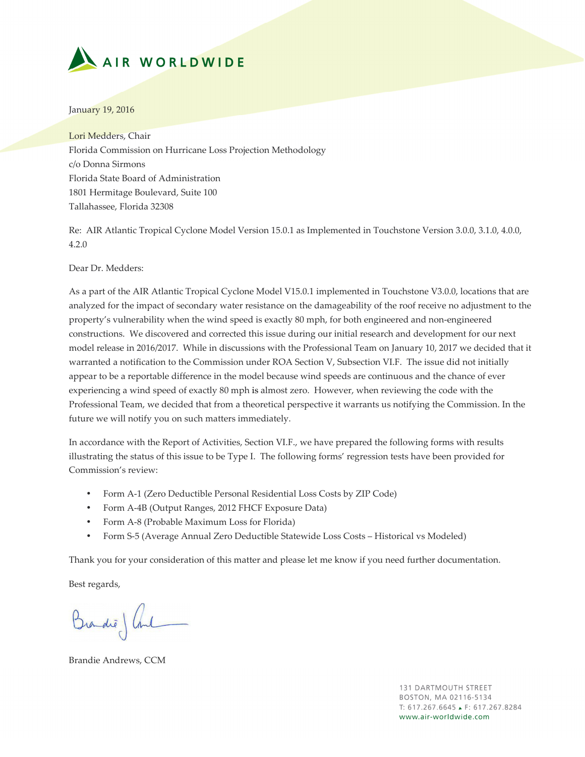AIR WORLDWIDE

January 19, 2016

Lori Medders, Chair
Florida Commission on Hurricane Loss Projection Methodology
c/o Donna Sirmons
Florida State Board of Administration
1801 Hermitage Boulevard, Suite 100
Tallahassee, Florida 32308

Re: AIR Atlantic Tropical Cyclone Model Version 15.0.1 as Implemented in Touchstone Version 3.0.0, 3.1.0, 4.0.0, 4.2.0

Dear Dr. Medders:

As a part of the AIR Atlantic Tropical Cyclone Model V15.0.1 implemented in Touchstone V3.0.0, locations that are analyzed for the impact of secondary water resistance on the damageability of the roof receive no adjustment to the property's vulnerability when the wind speed is exactly 80 mph, for both engineered and non-engineered constructions. We discovered and corrected this issue during our initial research and development for our next model release in 2016/2017. While in discussions with the Professional Team on January 10, 2017 we decided that it warranted a notification to the Commission under ROA Section V, Subsection VI.F. The issue did not initially appear to be a reportable difference in the model because wind speeds are continuous and the chance of ever experiencing a wind speed of exactly 80 mph is almost zero. However, when reviewing the code with the Professional Team, we decided that from a theoretical perspective it warrants us notifying the Commission. In the future we will notify you on such matters immediately.

In accordance with the Report of Activities, Section VI.F., we have prepared the following forms with results illustrating the status of this issue to be Type I. The following forms' regression tests have been provided for Commission's review:

- Form A-1 (Zero Deductible Personal Residential Loss Costs by ZIP Code)
- Form A-4B (Output Ranges, 2012 FHCF Exposure Data)
- Form A-8 (Probable Maximum Loss for Florida)
- Form S-5 (Average Annual Zero Deductible Statewide Loss Costs – Historical vs Modeled)

Thank you for your consideration of this matter and please let me know if you need further documentation.

Best regards,

Brandie Andrews, CCM

131 DARTMOUTH STREET
BOSTON, MA 02116-5134
T: 617.267.6645 F: 617.267.8284
www.air-worldwide.com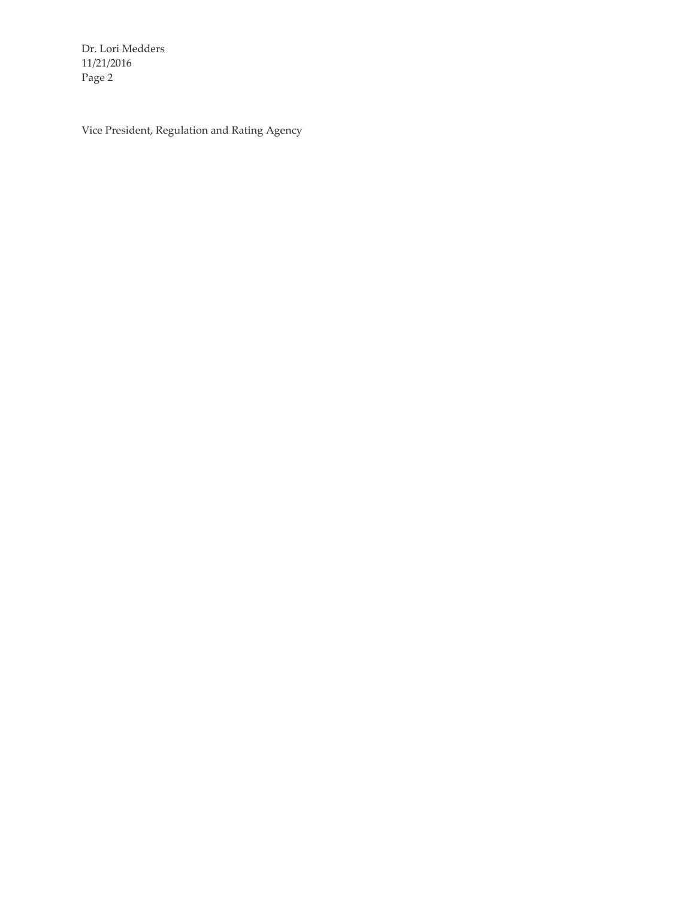Vice President, Regulation and Rating Agency